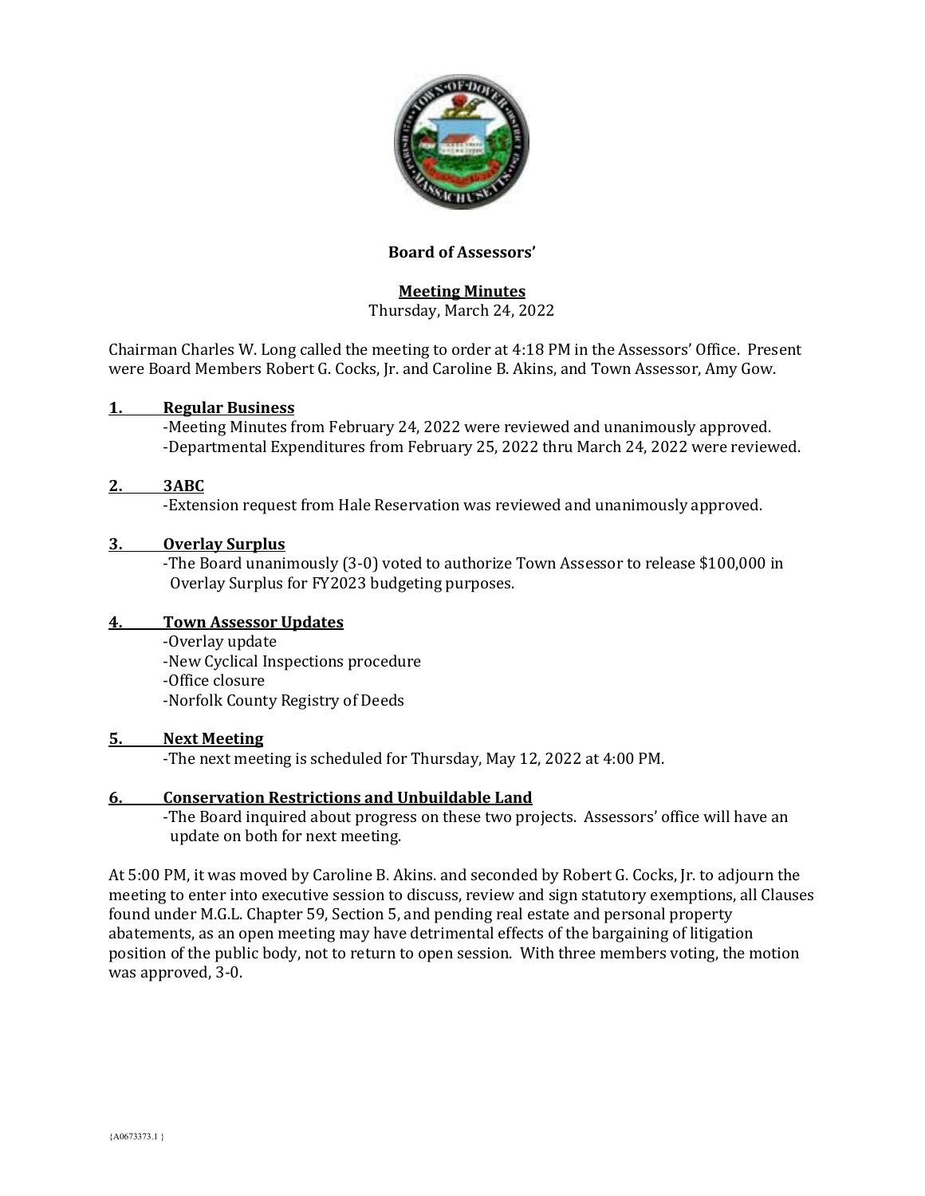**Board of Assessors'**

**Meeting Minutes**
Thursday, March 24, 2022

Chairman Charles W. Long called the meeting to order at 4:18 PM in the Assessors' Office. Present were Board Members Robert G. Cocks, Jr. and Caroline B. Akins, and Town Assessor, Amy Gow.

**1. Regular Business**

-Meeting Minutes from February 24, 2022 were reviewed and unanimously approved.
-Departmental Expenditures from February 25, 2022 thru March 24, 2022 were reviewed.

**2. 3ABC**

-Extension request from Hale Reservation was reviewed and unanimously approved.

**3. Overlay Surplus**

-The Board unanimously (3-0) voted to authorize Town Assessor to release $100,000 in Overlay Surplus for FY2023 budgeting purposes.

**4. Town Assessor Updates**

-Overlay update
-New Cyclical Inspections procedure
-Office closure
-Norfolk County Registry of Deeds

**5. Next Meeting**

-The next meeting is scheduled for Thursday, May 12, 2022 at 4:00 PM.

**6. Conservation Restrictions and Unbuildable Land**

-The Board inquired about progress on these two projects. Assessors' office will have an update on both for next meeting.

At 5:00 PM, it was moved by Caroline B. Akins. and seconded by Robert G. Cocks, Jr. to adjourn the meeting to enter into executive session to discuss, review and sign statutory exemptions, all Clauses found under M.G.L. Chapter 59, Section 5, and pending real estate and personal property abatements, as an open meeting may have detrimental effects of the bargaining of litigation position of the public body, not to return to open session. With three members voting, the motion was approved, 3-0.

{A0673373.1 }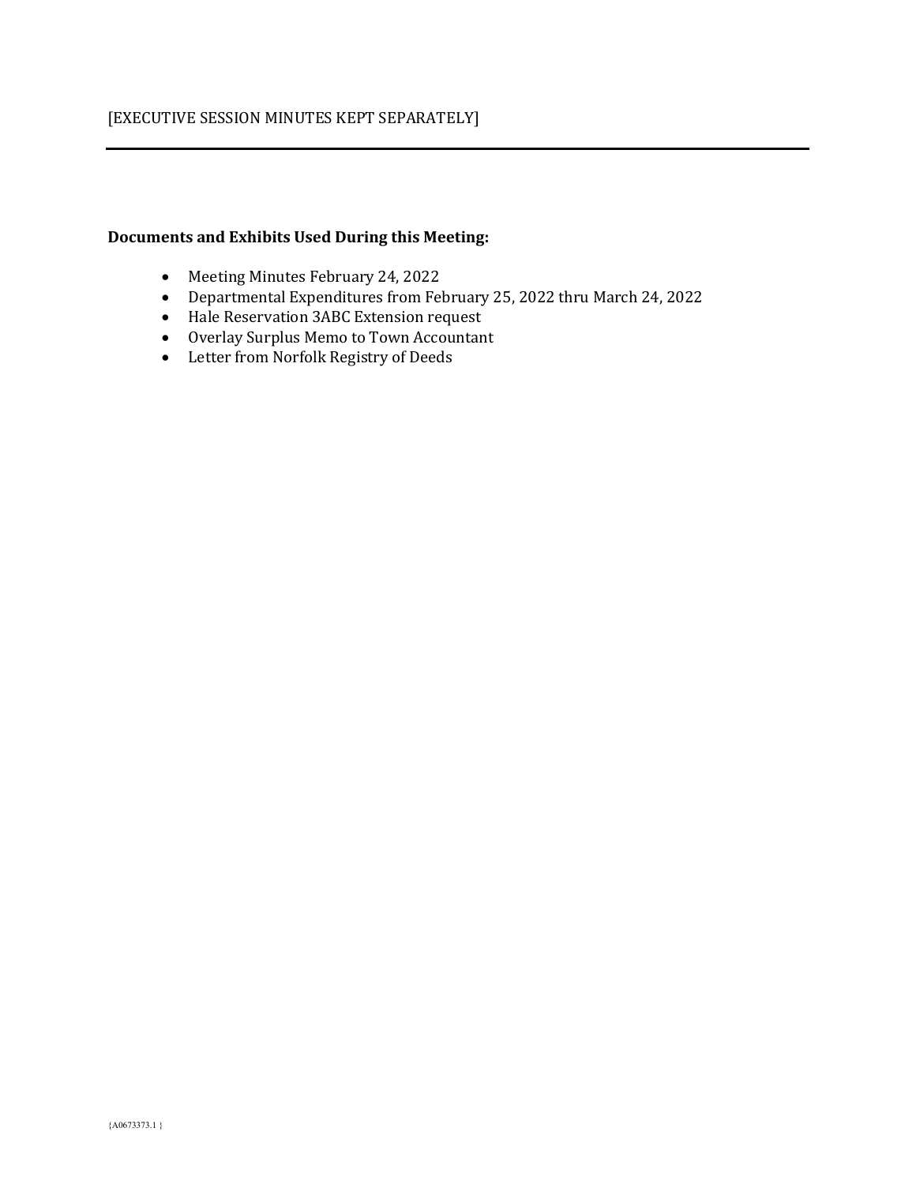[EXECUTIVE SESSION MINUTES KEPT SEPARATELY]

---

**Documents and Exhibits Used During this Meeting:**

- Meeting Minutes February 24, 2022
- Departmental Expenditures from February 25, 2022 thru March 24, 2022
- Hale Reservation 3ABC Extension request
- Overlay Surplus Memo to Town Accountant
- Letter from Norfolk Registry of Deeds

{A0673373.1 }